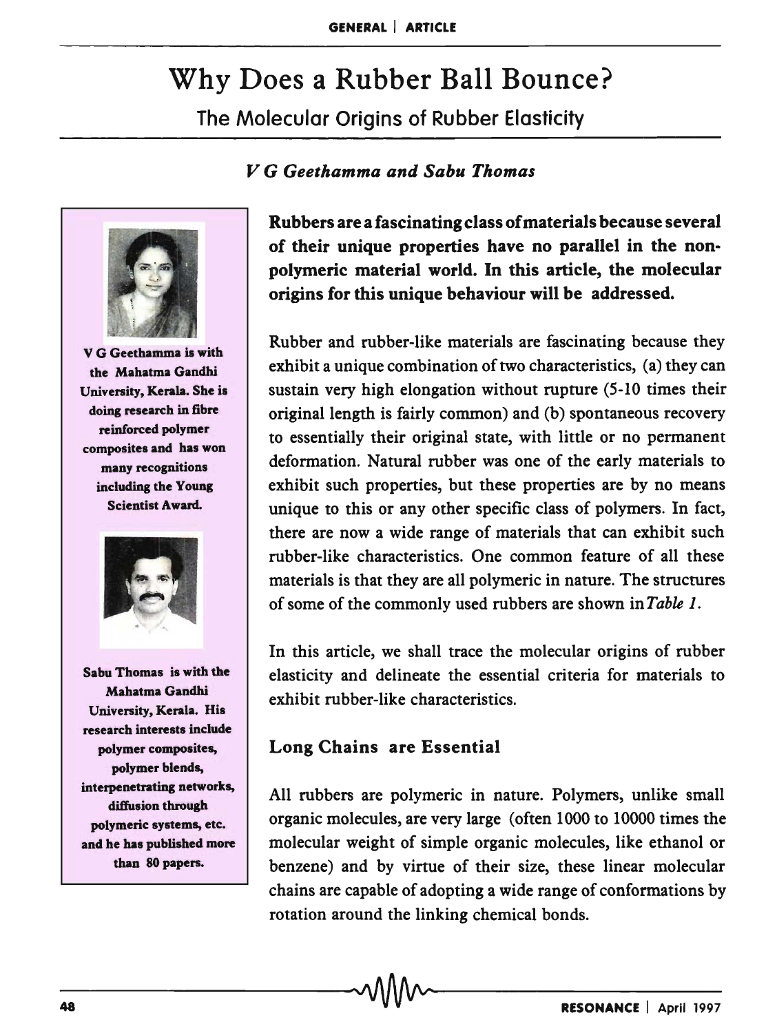# Why Does a Rubber Ball Bounce?

## The Molecular Origins of Rubber Elasticity

*V G Geethamma and Sabu Thomas*

V G Geethamma is with the Mahatma Gandhi University, Kerala. She is doing research in fibre reinforced polymer composites and has won many recognitions including the Young Scientist Award.

Sabu Thomas is with the Mahatma Gandhi University, Kerala. His research interests include polymer composites, polymer blends, interpenetrating networks, diffusion through polymeric systems, etc. and he has published more than 80 papers.

**Rubbers are a fascinating class of materials because several of their unique properties have no parallel in the non-polymeric material world. In this article, the molecular origins for this unique behaviour will be addressed.**

Rubber and rubber-like materials are fascinating because they exhibit a unique combination of two characteristics, (a) they can sustain very high elongation without rupture (5-10 times their original length is fairly common) and (b) spontaneous recovery to essentially their original state, with little or no permanent deformation. Natural rubber was one of the early materials to exhibit such properties, but these properties are by no means unique to this or any other specific class of polymers. In fact, there are now a wide range of materials that can exhibit such rubber-like characteristics. One common feature of all these materials is that they are all polymeric in nature. The structures of some of the commonly used rubbers are shown in *Table 1*.

In this article, we shall trace the molecular origins of rubber elasticity and delineate the essential criteria for materials to exhibit rubber-like characteristics.

### Long Chains are Essential

All rubbers are polymeric in nature. Polymers, unlike small organic molecules, are very large (often 1000 to 10000 times the molecular weight of simple organic molecules, like ethanol or benzene) and by virtue of their size, these linear molecular chains are capable of adopting a wide range of conformations by rotation around the linking chemical bonds.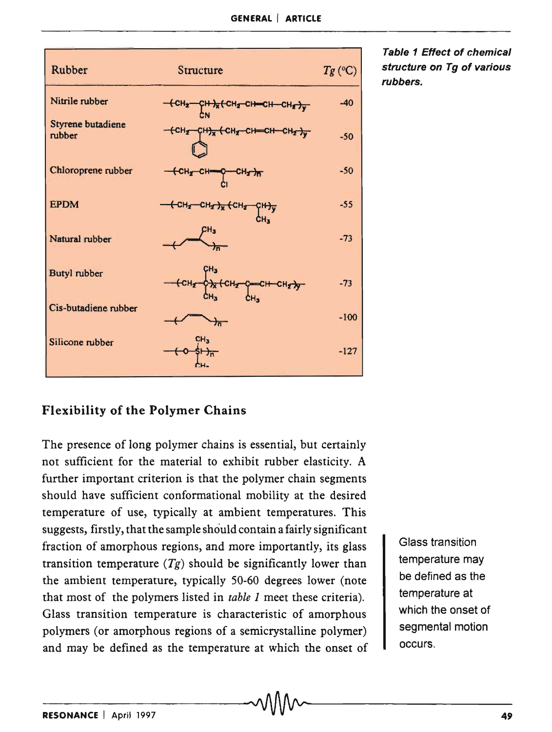| Rubber | Structure | $Tg$ (°C) |
|---|---|---|
| Nitrile rubber | $-(CH_2-CH)_x(CH_2-CH=CH-CH_2)_y-$ with CN on CH | -40 |
| Styrene butadiene rubber | $-(CH_2-CH)_x(CH_2-CH=CH-CH_2)_y-$ with phenyl on CH | -50 |
| Chloroprene rubber | $-(CH_2-CH=C-CH_2)_n-$ with Cl on C | -50 |
| EPDM | $-(CH_2-CH_2)_x(CH_2-CH)_y-$ with $CH_3$ on CH | -55 |
| Natural rubber | $-(CH_2-C(CH_3)=CH-CH_2)_n-$ | -73 |
| Butyl rubber | $-(CH_2-C(CH_3)_2)_x(CH_2-C(CH_3)=CH-CH_2)_y-$ | -73 |
| Cis-butadiene rubber | $-(CH_2-CH=CH-CH_2)_n-$ | -100 |
| Silicone rubber | $-(O-Si(CH_3)_2)_n-$ | -127 |

***Table 1 Effect of chemical structure on Tg of various rubbers.***

## Flexibility of the Polymer Chains

The presence of long polymer chains is essential, but certainly not sufficient for the material to exhibit rubber elasticity. A further important criterion is that the polymer chain segments should have sufficient conformational mobility at the desired temperature of use, typically at ambient temperatures. This suggests, firstly, that the sample should contain a fairly significant fraction of amorphous regions, and more importantly, its glass transition temperature ($Tg$) should be significantly lower than the ambient temperature, typically 50-60 degrees lower (note that most of the polymers listed in *table 1* meet these criteria). Glass transition temperature is characteristic of amorphous polymers (or amorphous regions of a semicrystalline polymer) and may be defined as the temperature at which the onset of

Glass transition temperature may be defined as the temperature at which the onset of segmental motion occurs.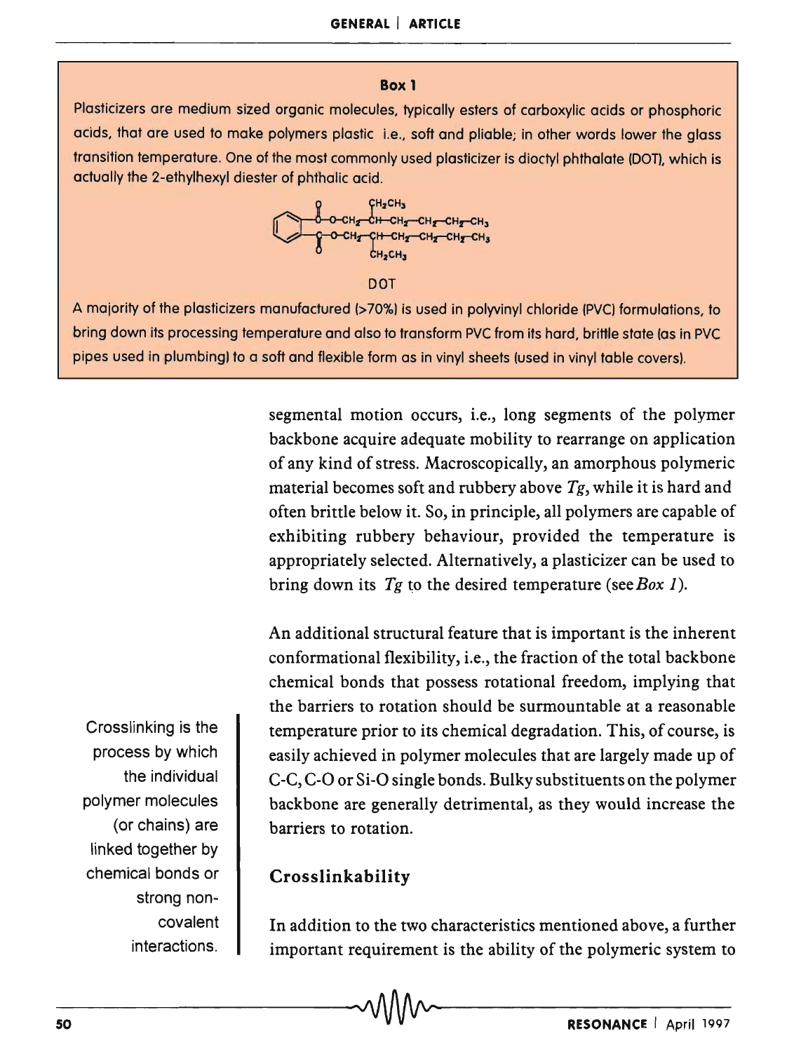**Box 1**

Plasticizers are medium sized organic molecules, typically esters of carboxylic acids or phosphoric acids, that are used to make polymers plastic i.e., soft and pliable; in other words lower the glass transition temperature. One of the most commonly used plasticizer is dioctyl phthalate (DOT), which is actually the 2-ethylhexyl diester of phthalic acid.

DOT

A majority of the plasticizers manufactured (>70%) is used in polyvinyl chloride (PVC) formulations, to bring down its processing temperature and also to transform PVC from its hard, brittle state (as in PVC pipes used in plumbing) to a soft and flexible form as in vinyl sheets (used in vinyl table covers).

segmental motion occurs, i.e., long segments of the polymer backbone acquire adequate mobility to rearrange on application of any kind of stress. Macroscopically, an amorphous polymeric material becomes soft and rubbery above $Tg$, while it is hard and often brittle below it. So, in principle, all polymers are capable of exhibiting rubbery behaviour, provided the temperature is appropriately selected. Alternatively, a plasticizer can be used to bring down its $Tg$ to the desired temperature (see *Box 1*).

An additional structural feature that is important is the inherent conformational flexibility, i.e., the fraction of the total backbone chemical bonds that possess rotational freedom, implying that the barriers to rotation should be surmountable at a reasonable temperature prior to its chemical degradation. This, of course, is easily achieved in polymer molecules that are largely made up of C-C, C-O or Si-O single bonds. Bulky substituents on the polymer backbone are generally detrimental, as they would increase the barriers to rotation.

Crosslinking is the process by which the individual polymer molecules (or chains) are linked together by chemical bonds or strong non-covalent interactions.

## Crosslinkability

In addition to the two characteristics mentioned above, a further important requirement is the ability of the polymeric system to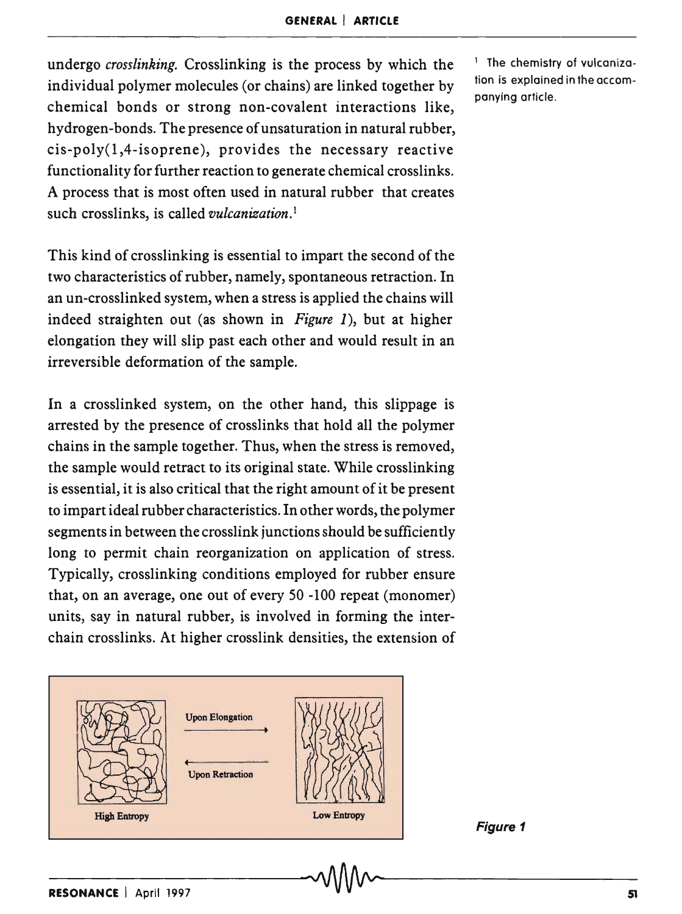undergo *crosslinking*. Crosslinking is the process by which the individual polymer molecules (or chains) are linked together by chemical bonds or strong non-covalent interactions like, hydrogen-bonds. The presence of unsaturation in natural rubber, cis-poly(1,4-isoprene), provides the necessary reactive functionality for further reaction to generate chemical crosslinks. A process that is most often used in natural rubber that creates such crosslinks, is called *vulcanization*.[1]

[1] The chemistry of vulcanization is explained in the accompanying article.

This kind of crosslinking is essential to impart the second of the two characteristics of rubber, namely, spontaneous retraction. In an un-crosslinked system, when a stress is applied the chains will indeed straighten out (as shown in *Figure 1*), but at higher elongation they will slip past each other and would result in an irreversible deformation of the sample.

In a crosslinked system, on the other hand, this slippage is arrested by the presence of crosslinks that hold all the polymer chains in the sample together. Thus, when the stress is removed, the sample would retract to its original state. While crosslinking is essential, it is also critical that the right amount of it be present to impart ideal rubber characteristics. In other words, the polymer segments in between the crosslink junctions should be sufficiently long to permit chain reorganization on application of stress. Typically, crosslinking conditions employed for rubber ensure that, on an average, one out of every 50 -100 repeat (monomer) units, say in natural rubber, is involved in forming the inter-chain crosslinks. At higher crosslink densities, the extension of

High Entropy — Upon Elongation → / ← Upon Retraction — Low Entropy

**Figure 1**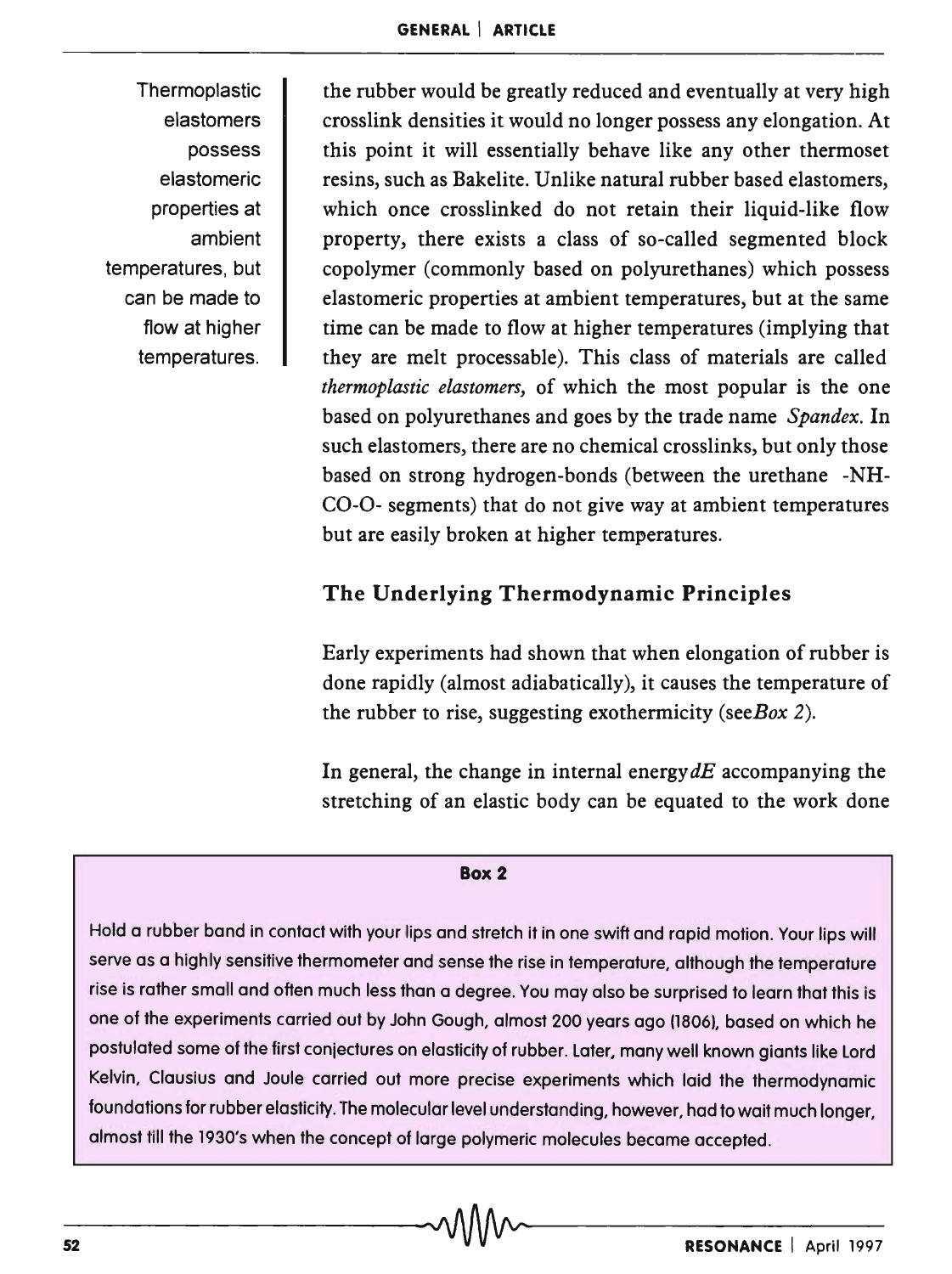Thermoplastic elastomers possess elastomeric properties at ambient temperatures, but can be made to flow at higher temperatures.

the rubber would be greatly reduced and eventually at very high crosslink densities it would no longer possess any elongation. At this point it will essentially behave like any other thermoset resins, such as Bakelite. Unlike natural rubber based elastomers, which once crosslinked do not retain their liquid-like flow property, there exists a class of so-called segmented block copolymer (commonly based on polyurethanes) which possess elastomeric properties at ambient temperatures, but at the same time can be made to flow at higher temperatures (implying that they are melt processable). This class of materials are called *thermoplastic elastomers,* of which the most popular is the one based on polyurethanes and goes by the trade name *Spandex.* In such elastomers, there are no chemical crosslinks, but only those based on strong hydrogen-bonds (between the urethane -NH-CO-O- segments) that do not give way at ambient temperatures but are easily broken at higher temperatures.

## The Underlying Thermodynamic Principles

Early experiments had shown that when elongation of rubber is done rapidly (almost adiabatically), it causes the temperature of the rubber to rise, suggesting exothermicity (see*Box 2*).

In general, the change in internal energy $dE$ accompanying the stretching of an elastic body can be equated to the work done

**Box 2**

Hold a rubber band in contact with your lips and stretch it in one swift and rapid motion. Your lips will serve as a highly sensitive thermometer and sense the rise in temperature, although the temperature rise is rather small and often much less than a degree. You may also be surprised to learn that this is one of the experiments carried out by John Gough, almost 200 years ago (1806), based on which he postulated some of the first conjectures on elasticity of rubber. Later, many well known giants like Lord Kelvin, Clausius and Joule carried out more precise experiments which laid the thermodynamic foundations for rubber elasticity. The molecular level understanding, however, had to wait much longer, almost till the 1930's when the concept of large polymeric molecules became accepted.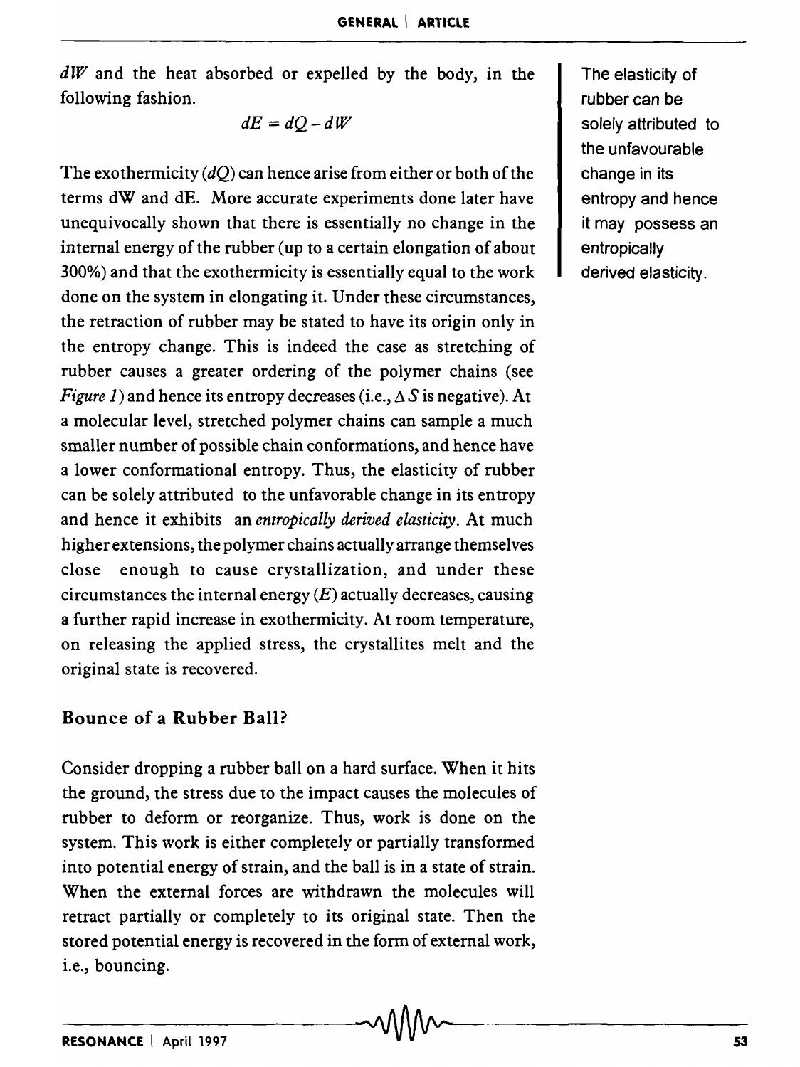$dW$ and the heat absorbed or expelled by the body, in the following fashion.

$$dE = dQ - dW$$

The exothermicity ($dQ$) can hence arise from either or both of the terms dW and dE. More accurate experiments done later have unequivocally shown that there is essentially no change in the internal energy of the rubber (up to a certain elongation of about 300%) and that the exothermicity is essentially equal to the work done on the system in elongating it. Under these circumstances, the retraction of rubber may be stated to have its origin only in the entropy change. This is indeed the case as stretching of rubber causes a greater ordering of the polymer chains (see *Figure 1*) and hence its entropy decreases (i.e., $\Delta S$ is negative). At a molecular level, stretched polymer chains can sample a much smaller number of possible chain conformations, and hence have a lower conformational entropy. Thus, the elasticity of rubber can be solely attributed to the unfavorable change in its entropy and hence it exhibits an *entropically derived elasticity*. At much higher extensions, the polymer chains actually arrange themselves close enough to cause crystallization, and under these circumstances the internal energy ($E$) actually decreases, causing a further rapid increase in exothermicity. At room temperature, on releasing the applied stress, the crystallites melt and the original state is recovered.

The elasticity of rubber can be solely attributed to the unfavourable change in its entropy and hence it may possess an entropically derived elasticity.

## Bounce of a Rubber Ball?

Consider dropping a rubber ball on a hard surface. When it hits the ground, the stress due to the impact causes the molecules of rubber to deform or reorganize. Thus, work is done on the system. This work is either completely or partially transformed into potential energy of strain, and the ball is in a state of strain. When the external forces are withdrawn the molecules will retract partially or completely to its original state. Then the stored potential energy is recovered in the form of external work, i.e., bouncing.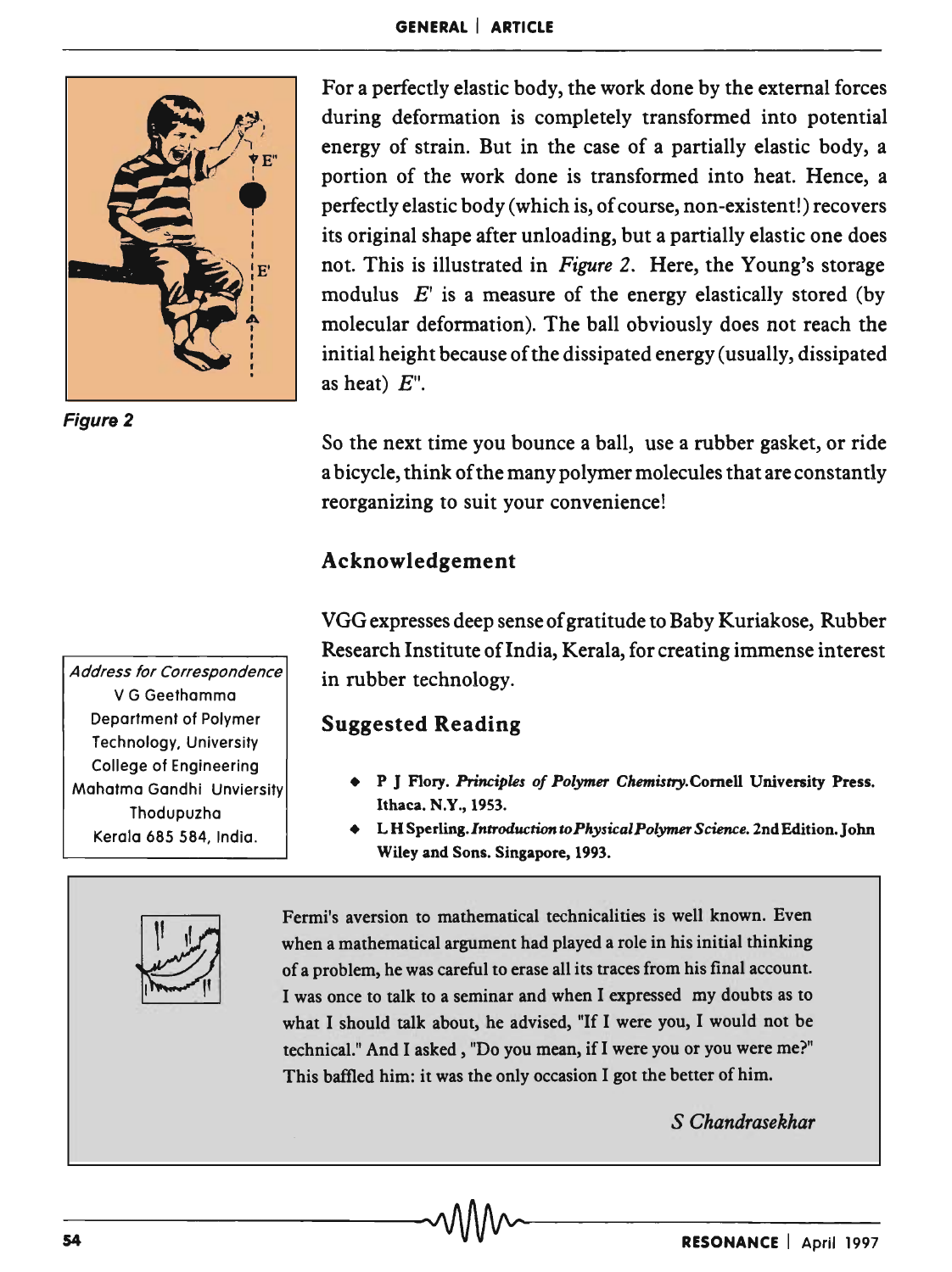For a perfectly elastic body, the work done by the external forces during deformation is completely transformed into potential energy of strain. But in the case of a partially elastic body, a portion of the work done is transformed into heat. Hence, a perfectly elastic body (which is, of course, non-existent!) recovers its original shape after unloading, but a partially elastic one does not. This is illustrated in *Figure 2*. Here, the Young's storage modulus $E'$ is a measure of the energy elastically stored (by molecular deformation). The ball obviously does not reach the initial height because of the dissipated energy (usually, dissipated as heat) $E''$.

E''

E'

***Figure 2***

So the next time you bounce a ball, use a rubber gasket, or ride a bicycle, think of the many polymer molecules that are constantly reorganizing to suit your convenience!

## Acknowledgement

VGG expresses deep sense of gratitude to Baby Kuriakose, Rubber Research Institute of India, Kerala, for creating immense interest in rubber technology.

## Suggested Reading

- **P J Flory. *Principles of Polymer Chemistry*. Cornell University Press. Ithaca. N.Y., 1953.**
- **L H Sperling. *Introduction to Physical Polymer Science*. 2nd Edition. John Wiley and Sons. Singapore, 1993.**

*Address for Correspondence*
V G Geethamma
Department of Polymer Technology, University College of Engineering
Mahatma Gandhi Unviersity
Thodupuzha
Kerala 685 584, India.

Fermi's aversion to mathematical technicalities is well known. Even when a mathematical argument had played a role in his initial thinking of a problem, he was careful to erase all its traces from his final account. I was once to talk to a seminar and when I expressed my doubts as to what I should talk about, he advised, "If I were you, I would not be technical." And I asked, "Do you mean, if I were you or you were me?" This baffled him: it was the only occasion I got the better of him.

*S Chandrasekhar*